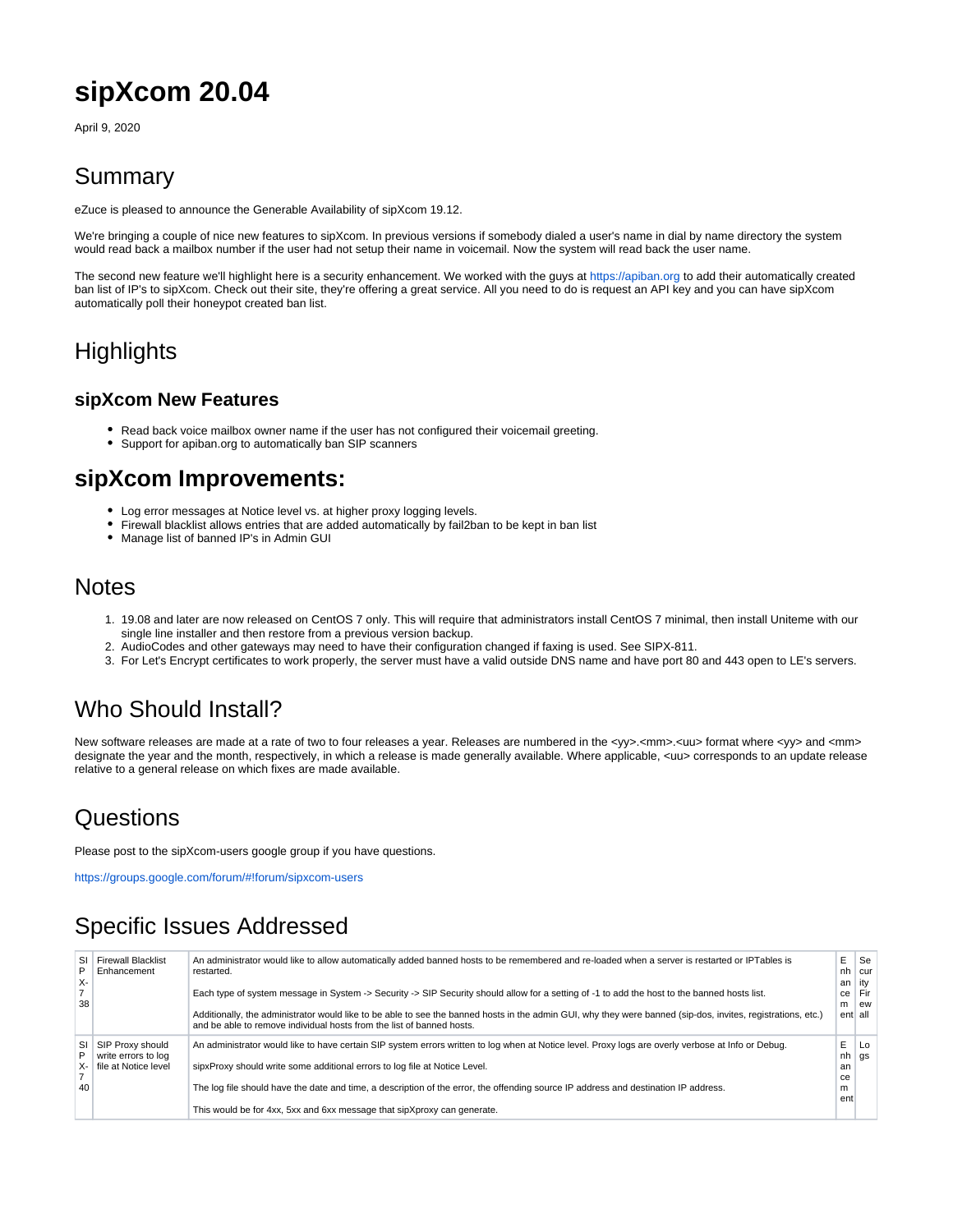# sipXcom 20.04

April 9, 2020

## Summary

eZuce is pleased to announce the Generable Availability of sipXcom 19.12.

We're bringing a couple of nice new features to sipXcom. In previous versions if somebody dialed a user's name in dial by name directory the system would read back a mailbox number if the user had not setup their name in voicemail. Now the system will read back the user name.

The second new feature we'll highlight here is a security enhancement. We worked with the guys at https://apiban.org to add their automatically created ban list of IP's to sipXcom. Check out their site, they're offering a great service. All you need to do is request an API key and you can have sipXcom automatically poll their honeypot created ban list.

## Highlights

### sipXcom New Features

- Read back voice mailbox owner name if the user has not configured their voicemail greeting.
- Support for apiban.org to automatically ban SIP scanners

# sipXcom Improvements:

- Log error messages at Notice level vs. at higher proxy logging levels.
- Firewall blacklist allows entries that are added automatically by fail2ban to be kept in ban list
- Manage list of banned IP's in Admin GUI

## Notes

1. 19.08 and later are now released on CentOS 7 only. This will require that administrators install CentOS 7 minimal, then install Uniteme with our single line installer and then restore from a previous version backup.
2. AudioCodes and other gateways may need to have their configuration changed if faxing is used. See SIPX-811.
3. For Let's Encrypt certificates to work properly, the server must have a valid outside DNS name and have port 80 and 443 open to LE's servers.

## Who Should Install?

New software releases are made at a rate of two to four releases a year. Releases are numbered in the <yy>.<mm>.<uu> format where <yy> and <mm> designate the year and the month, respectively, in which a release is made generally available. Where applicable, <uu> corresponds to an update release relative to a general release on which fixes are made available.

## Questions

Please post to the sipXcom-users google group if you have questions.

https://groups.google.com/forum/#!forum/sipxcom-users

## Specific Issues Addressed

| | | | | |
|---|---|---|---|---|
| SIPX-738 | Firewall Blacklist Enhancement | An administrator would like to allow automatically added banned hosts to be remembered and re-loaded when a server is restarted or IPTables is restarted.<br><br>Each type of system message in System -> Security -> SIP Security should allow for a setting of -1 to add the host to the banned hosts list.<br><br>Additionally, the administrator would like to be able to see the banned hosts in the admin GUI, why they were banned (sip-dos, invites, registrations, etc.) and be able to remove individual hosts from the list of banned hosts. | Enhancement | Security Firewall |
| SIPX-740 | SIP Proxy should write errors to log file at Notice level | An administrator would like to have certain SIP system errors written to log when at Notice level. Proxy logs are overly verbose at Info or Debug.<br><br>sipxProxy should write some additional errors to log file at Notice Level.<br><br>The log file should have the date and time, a description of the error, the offending source IP address and destination IP address.<br><br>This would be for 4xx, 5xx and 6xx message that sipXproxy can generate. | Enhancement | Logs |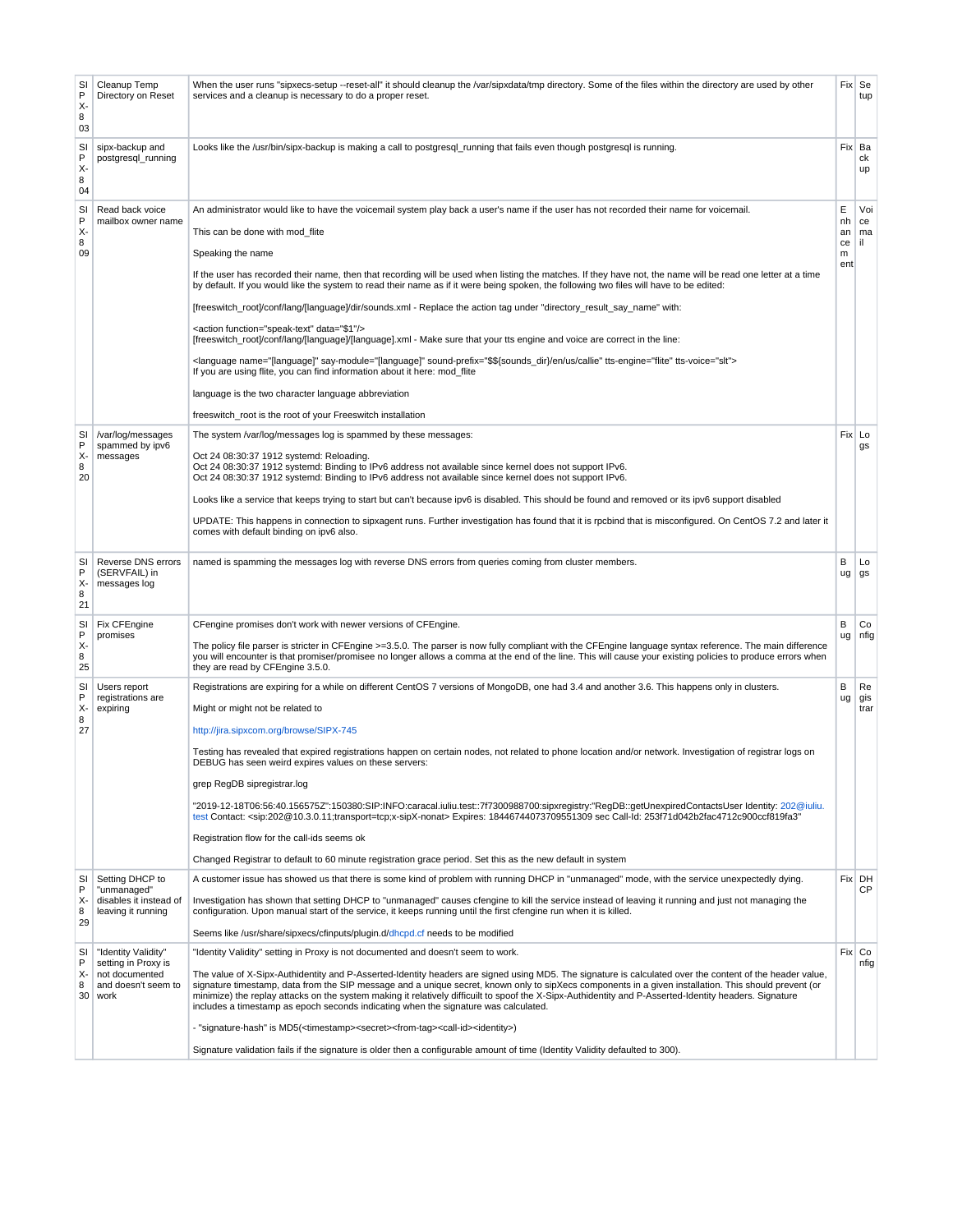| SIPX-803 | Cleanup Temp Directory on Reset | When the user runs "sipxecs-setup --reset-all" it should cleanup the /var/sipxdata/tmp directory. Some of the files within the directory are used by other services and a cleanup is necessary to do a proper reset. | Fix | Setup |
|---|---|---|---|---|
| SIPX-804 | sipx-backup and postgresql_running | Looks like the /usr/bin/sipx-backup is making a call to postgresql_running that fails even though postgresql is running. | Fix | Backup |
| SIPX-809 | Read back voice mailbox owner name | An administrator would like to have the voicemail system play back a user's name if the user has not recorded their name for voicemail.<br><br>This can be done with mod_flite<br><br>Speaking the name<br><br>If the user has recorded their name, then that recording will be used when listing the matches. If they have not, the name will be read one letter at a time by default. If you would like the system to read their name as if it were being spoken, the following two files will have to be edited:<br><br>[freeswitch_root]/conf/lang/[language]/dir/sounds.xml - Replace the action tag under "directory_result_say_name" with:<br><br><action function="speak-text" data="$1"/><br>[freeswitch_root]/conf/lang/[language]/[language].xml - Make sure that your tts engine and voice are correct in the line:<br><br><language name="[language]" say-module="[language]" sound-prefix="$${sounds_dir}/en/us/callie" tts-engine="flite" tts-voice="slt"><br>If you are using flite, you can find information about it here: mod_flite<br><br>language is the two character language abbreviation<br><br>freeswitch_root is the root of your Freeswitch installation | Enhancement | Voicemail |
| SIPX-820 | /var/log/messages spammed by ipv6 messages | The system /var/log/messages log is spammed by these messages:<br><br>Oct 24 08:30:37 1912 systemd: Reloading.<br>Oct 24 08:30:37 1912 systemd: Binding to IPv6 address not available since kernel does not support IPv6.<br>Oct 24 08:30:37 1912 systemd: Binding to IPv6 address not available since kernel does not support IPv6.<br><br>Looks like a service that keeps trying to start but can't because ipv6 is disabled. This should be found and removed or its ipv6 support disabled<br><br>UPDATE: This happens in connection to sipxagent runs. Further investigation has found that it is rpcbind that is misconfigured. On CentOS 7.2 and later it comes with default binding on ipv6 also. | Fix | Logs |
| SIPX-821 | Reverse DNS errors (SERVFAIL) in messages log | named is spamming the messages log with reverse DNS errors from queries coming from cluster members. | Bug | Logs |
| SIPX-825 | Fix CFEngine promises | CFengine promises don't work with newer versions of CFEngine.<br><br>The policy file parser is stricter in CFEngine >=3.5.0. The parser is now fully compliant with the CFEngine language syntax reference. The main difference you will encounter is that promiser/promisee no longer allows a comma at the end of the line. This will cause your existing policies to produce errors when they are read by CFEngine 3.5.0. | Bug | Config |
| SIPX-827 | Users report registrations are expiring | Registrations are expiring for a while on different CentOS 7 versions of MongoDB, one had 3.4 and another 3.6. This happens only in clusters.<br><br>Might or might not be related to<br><br>http://jira.sipxcom.org/browse/SIPX-745<br><br>Testing has revealed that expired registrations happen on certain nodes, not related to phone location and/or network. Investigation of registrar logs on DEBUG has seen weird expires values on these servers:<br><br>grep RegDB sipregistrar.log<br><br>"2019-12-18T06:56:40.156575Z":150380:SIP:INFO:caracal.iuliu.test::7f7300988700:sipxregistry:"RegDB::getUnexpiredContactsUser Identity: 202@iuliu.test Contact: <sip:202@10.3.0.11;transport=tcp;x-sipX-nonat> Expires: 18446744073709551309 sec Call-Id: 253f71d042b2fac4712c900ccf819fa3"<br><br>Registration flow for the call-ids seems ok<br><br>Changed Registrar to default to 60 minute registration grace period. Set this as the new default in system | Bug | Registrar |
| SIPX-829 | Setting DHCP to "unmanaged" disables it instead of leaving it running | A customer issue has showed us that there is some kind of problem with running DHCP in "unmanaged" mode, with the service unexpectedly dying.<br><br>Investigation has shown that setting DHCP to "unmanaged" causes cfengine to kill the service instead of leaving it running and just not managing the configuration. Upon manual start of the service, it keeps running until the first cfengine run when it is killed.<br><br>Seems like /usr/share/sipxecs/cfinputs/plugin.d/dhcpd.cf needs to be modified | Fix | DHCP |
| SIPX-830 | "Identity Validity" setting in Proxy is not documented and doesn't seem to work | "Identity Validity" setting in Proxy is not documented and doesn't seem to work.<br><br>The value of X-Sipx-Authidentity and P-Asserted-Identity headers are signed using MD5. The signature is calculated over the content of the header value, signature timestamp, data from the SIP message and a unique secret, known only to sipXecs components in a given installation. This should prevent (or minimize) the replay attacks on the system making it relatively difficult to spoof the X-Sipx-Authidentity and P-Asserted-Identity headers. Signature includes a timestamp as epoch seconds indicating when the signature was calculated.<br><br>- "signature-hash" is MD5(<timestamp><secret><from-tag><call-id><identity>)<br><br>Signature validation fails if the signature is older then a configurable amount of time (Identity Validity defaulted to 300). | Fix | Config |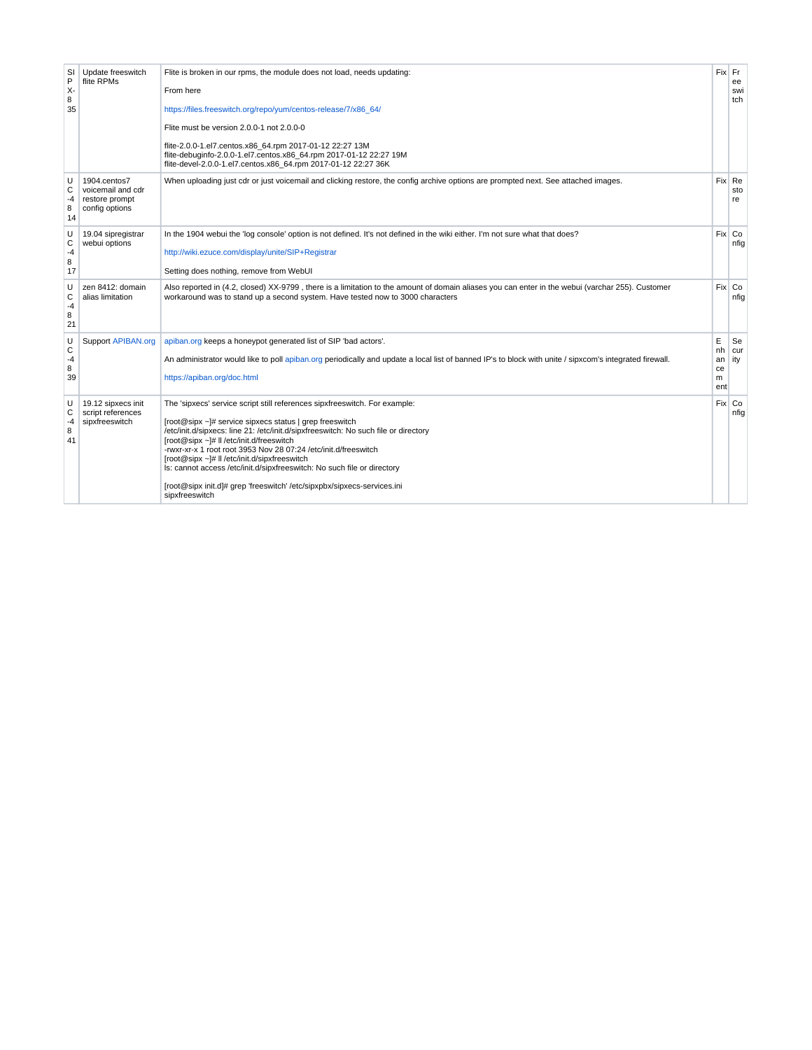| | | | | |
|---|---|---|---|---|
| SIPX-835 | Update freeswitch flite RPMs | Flite is broken in our rpms, the module does not load, needs updating:<br><br>From here<br><br>https://files.freeswitch.org/repo/yum/centos-release/7/x86_64/<br><br>Flite must be version 2.0.0-1 not 2.0.0-0<br><br>flite-2.0.0-1.el7.centos.x86_64.rpm 2017-01-12 22:27 13M<br>flite-debuginfo-2.0.0-1.el7.centos.x86_64.rpm 2017-01-12 22:27 19M<br>flite-devel-2.0.0-1.el7.centos.x86_64.rpm 2017-01-12 22:27 36K | Fix | Freeswitch |
| UC-4814 | 1904.centos7 voicemail and cdr restore prompt config options | When uploading just cdr or just voicemail and clicking restore, the config archive options are prompted next. See attached images. | Fix | Restore |
| UC-4817 | 19.04 sipregistrar webui options | In the 1904 webui the 'log console' option is not defined. It's not defined in the wiki either. I'm not sure what that does?<br><br>http://wiki.ezuce.com/display/unite/SIP+Registrar<br><br>Setting does nothing, remove from WebUI | Fix | Config |
| UC-4821 | zen 8412: domain alias limitation | Also reported in (4.2, closed) XX-9799 , there is a limitation to the amount of domain aliases you can enter in the webui (varchar 255). Customer workaround was to stand up a second system. Have tested now to 3000 characters | Fix | Config |
| UC-4839 | Support APIBAN.org | apiban.org keeps a honeypot generated list of SIP 'bad actors'.<br><br>An administrator would like to poll apiban.org periodically and update a local list of banned IP's to block with unite / sipxcom's integrated firewall.<br><br>https://apiban.org/doc.html | Enhancement | Security |
| UC-4841 | 19.12 sipxecs init script references sipxfreeswitch | The 'sipxecs' service script still references sipxfreeswitch. For example:<br><br>[root@sipx ~]# service sipxecs status \| grep freeswitch<br>/etc/init.d/sipxecs: line 21: /etc/init.d/sipxfreeswitch: No such file or directory<br>[root@sipx ~]# ll /etc/init.d/freeswitch<br>-rwxr-xr-x 1 root root 3953 Nov 28 07:24 /etc/init.d/freeswitch<br>[root@sipx ~]# ll /etc/init.d/sipxfreeswitch<br>ls: cannot access /etc/init.d/sipxfreeswitch: No such file or directory<br><br>[root@sipx init.d]# grep 'freeswitch' /etc/sipxpbx/sipxecs-services.ini<br>sipxfreeswitch | Fix | Config |